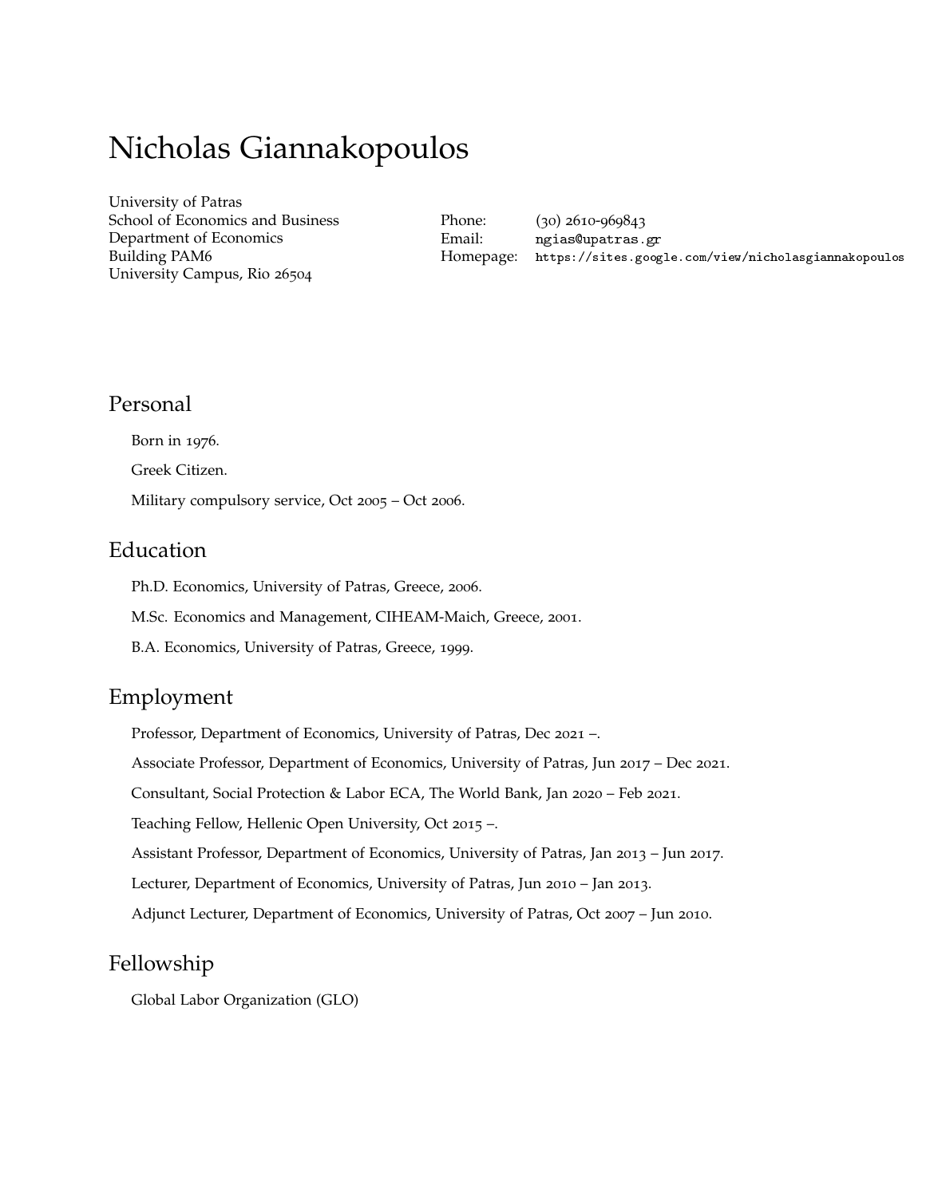# Nicholas Giannakopoulos

University of Patras
School of Economics and Business
Department of Economics
Building PAM6
University Campus, Rio 26504

Phone: (30) 2610-969843
Email: ngias@upatras.gr
Homepage: https://sites.google.com/view/nicholasgiannakopoulos

## Personal

Born in 1976.

Greek Citizen.

Military compulsory service, Oct 2005 – Oct 2006.

## Education

Ph.D. Economics, University of Patras, Greece, 2006.

M.Sc. Economics and Management, CIHEAM-Maich, Greece, 2001.

B.A. Economics, University of Patras, Greece, 1999.

## Employment

Professor, Department of Economics, University of Patras, Dec 2021 –.

Associate Professor, Department of Economics, University of Patras, Jun 2017 – Dec 2021.

Consultant, Social Protection & Labor ECA, The World Bank, Jan 2020 – Feb 2021.

Teaching Fellow, Hellenic Open University, Oct 2015 –.

Assistant Professor, Department of Economics, University of Patras, Jan 2013 – Jun 2017.

Lecturer, Department of Economics, University of Patras, Jun 2010 – Jan 2013.

Adjunct Lecturer, Department of Economics, University of Patras, Oct 2007 – Jun 2010.

## Fellowship

Global Labor Organization (GLO)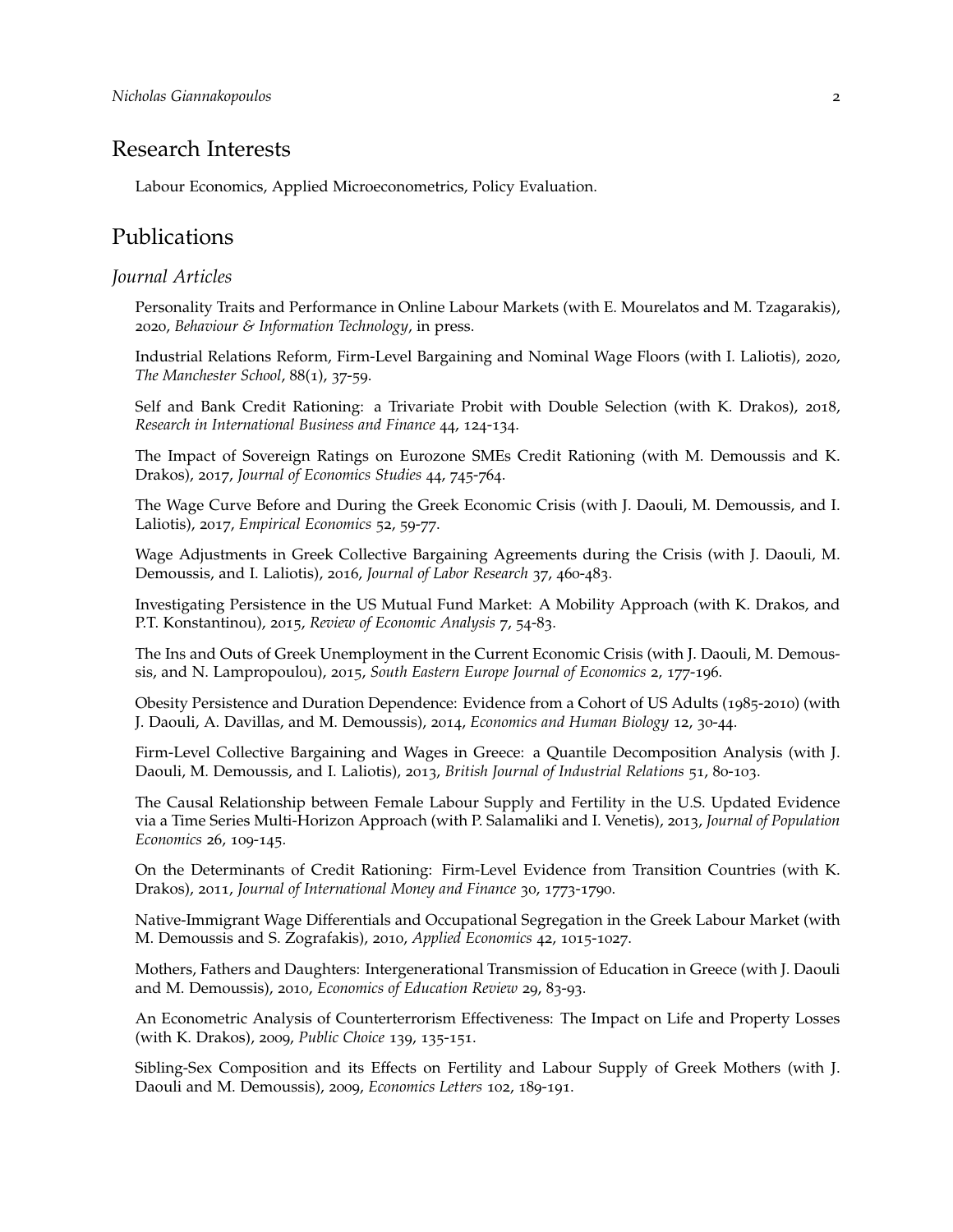## Research Interests

Labour Economics, Applied Microeconometrics, Policy Evaluation.

## Publications

### *Journal Articles*

Personality Traits and Performance in Online Labour Markets (with E. Mourelatos and M. Tzagarakis), 2020, *Behaviour & Information Technology*, in press.

Industrial Relations Reform, Firm-Level Bargaining and Nominal Wage Floors (with I. Laliotis), 2020, *The Manchester School*, 88(1), 37-59.

Self and Bank Credit Rationing: a Trivariate Probit with Double Selection (with K. Drakos), 2018, *Research in International Business and Finance* 44, 124-134.

The Impact of Sovereign Ratings on Eurozone SMEs Credit Rationing (with M. Demoussis and K. Drakos), 2017, *Journal of Economics Studies* 44, 745-764.

The Wage Curve Before and During the Greek Economic Crisis (with J. Daouli, M. Demoussis, and I. Laliotis), 2017, *Empirical Economics* 52, 59-77.

Wage Adjustments in Greek Collective Bargaining Agreements during the Crisis (with J. Daouli, M. Demoussis, and I. Laliotis), 2016, *Journal of Labor Research* 37, 460-483.

Investigating Persistence in the US Mutual Fund Market: A Mobility Approach (with K. Drakos, and P.T. Konstantinou), 2015, *Review of Economic Analysis* 7, 54-83.

The Ins and Outs of Greek Unemployment in the Current Economic Crisis (with J. Daouli, M. Demoussis, and N. Lampropoulou), 2015, *South Eastern Europe Journal of Economics* 2, 177-196.

Obesity Persistence and Duration Dependence: Evidence from a Cohort of US Adults (1985-2010) (with J. Daouli, A. Davillas, and M. Demoussis), 2014, *Economics and Human Biology* 12, 30-44.

Firm-Level Collective Bargaining and Wages in Greece: a Quantile Decomposition Analysis (with J. Daouli, M. Demoussis, and I. Laliotis), 2013, *British Journal of Industrial Relations* 51, 80-103.

The Causal Relationship between Female Labour Supply and Fertility in the U.S. Updated Evidence via a Time Series Multi-Horizon Approach (with P. Salamaliki and I. Venetis), 2013, *Journal of Population Economics* 26, 109-145.

On the Determinants of Credit Rationing: Firm-Level Evidence from Transition Countries (with K. Drakos), 2011, *Journal of International Money and Finance* 30, 1773-1790.

Native-Immigrant Wage Differentials and Occupational Segregation in the Greek Labour Market (with M. Demoussis and S. Zografakis), 2010, *Applied Economics* 42, 1015-1027.

Mothers, Fathers and Daughters: Intergenerational Transmission of Education in Greece (with J. Daouli and M. Demoussis), 2010, *Economics of Education Review* 29, 83-93.

An Econometric Analysis of Counterterrorism Effectiveness: The Impact on Life and Property Losses (with K. Drakos), 2009, *Public Choice* 139, 135-151.

Sibling-Sex Composition and its Effects on Fertility and Labour Supply of Greek Mothers (with J. Daouli and M. Demoussis), 2009, *Economics Letters* 102, 189-191.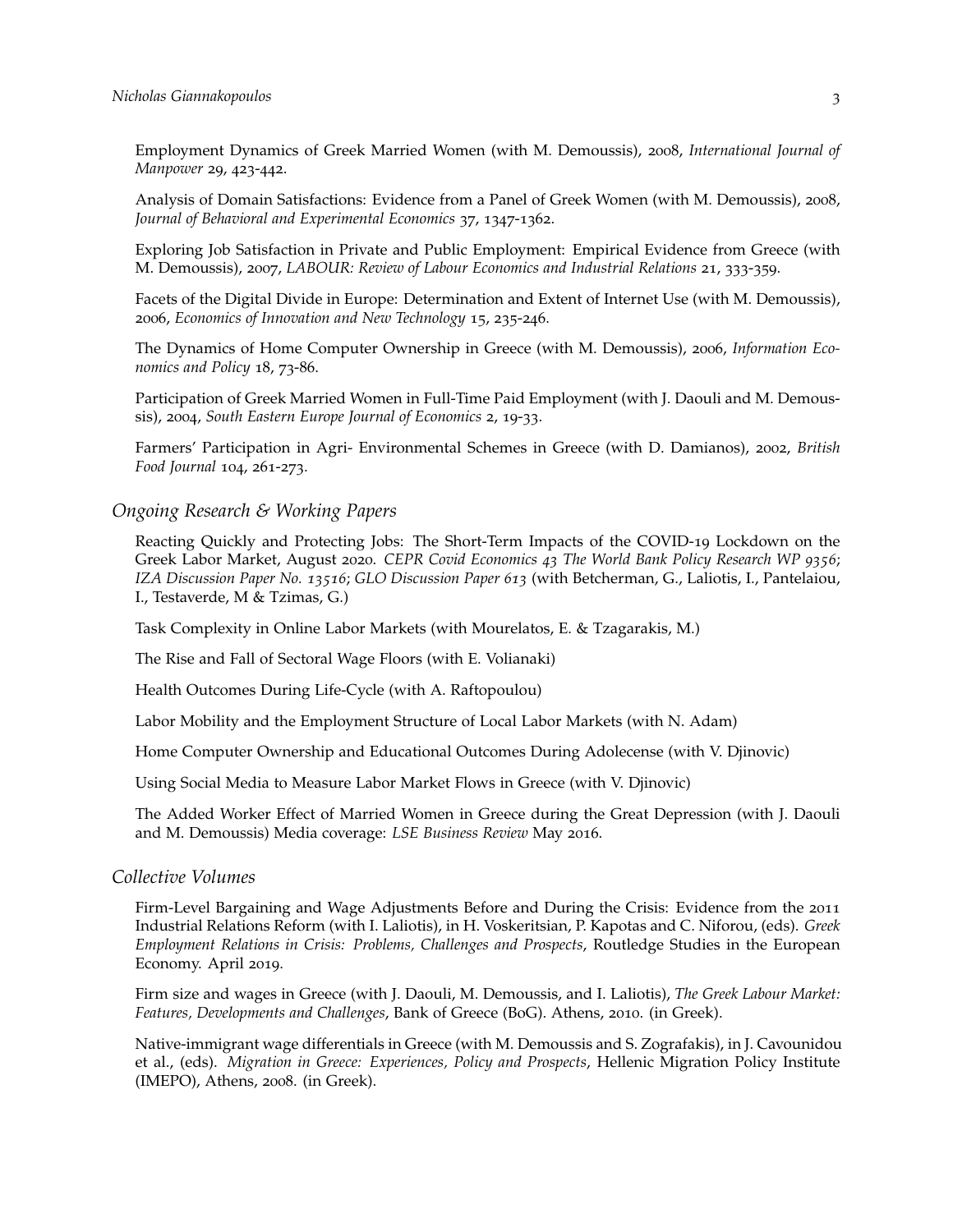Employment Dynamics of Greek Married Women (with M. Demoussis), 2008, *International Journal of Manpower* 29, 423-442.

Analysis of Domain Satisfactions: Evidence from a Panel of Greek Women (with M. Demoussis), 2008, *Journal of Behavioral and Experimental Economics* 37, 1347-1362.

Exploring Job Satisfaction in Private and Public Employment: Empirical Evidence from Greece (with M. Demoussis), 2007, *LABOUR: Review of Labour Economics and Industrial Relations* 21, 333-359.

Facets of the Digital Divide in Europe: Determination and Extent of Internet Use (with M. Demoussis), 2006, *Economics of Innovation and New Technology* 15, 235-246.

The Dynamics of Home Computer Ownership in Greece (with M. Demoussis), 2006, *Information Economics and Policy* 18, 73-86.

Participation of Greek Married Women in Full-Time Paid Employment (with J. Daouli and M. Demoussis), 2004, *South Eastern Europe Journal of Economics* 2, 19-33.

Farmers' Participation in Agri- Environmental Schemes in Greece (with D. Damianos), 2002, *British Food Journal* 104, 261-273.

## *Ongoing Research & Working Papers*

Reacting Quickly and Protecting Jobs: The Short-Term Impacts of the COVID-19 Lockdown on the Greek Labor Market, August 2020. *CEPR Covid Economics 43 The World Bank Policy Research WP 9356*; *IZA Discussion Paper No. 13516*; *GLO Discussion Paper 613* (with Betcherman, G., Laliotis, I., Pantelaiou, I., Testaverde, M & Tzimas, G.)

Task Complexity in Online Labor Markets (with Mourelatos, E. & Tzagarakis, M.)

The Rise and Fall of Sectoral Wage Floors (with E. Volianaki)

Health Outcomes During Life-Cycle (with A. Raftopoulou)

Labor Mobility and the Employment Structure of Local Labor Markets (with N. Adam)

Home Computer Ownership and Educational Outcomes During Adolecense (with V. Djinovic)

Using Social Media to Measure Labor Market Flows in Greece (with V. Djinovic)

The Added Worker Effect of Married Women in Greece during the Great Depression (with J. Daouli and M. Demoussis) Media coverage: *LSE Business Review* May 2016.

## *Collective Volumes*

Firm-Level Bargaining and Wage Adjustments Before and During the Crisis: Evidence from the 2011 Industrial Relations Reform (with I. Laliotis), in H. Voskeritsian, P. Kapotas and C. Niforou, (eds). *Greek Employment Relations in Crisis: Problems, Challenges and Prospects*, Routledge Studies in the European Economy. April 2019.

Firm size and wages in Greece (with J. Daouli, M. Demoussis, and I. Laliotis), *The Greek Labour Market: Features, Developments and Challenges*, Bank of Greece (BoG). Athens, 2010. (in Greek).

Native-immigrant wage differentials in Greece (with M. Demoussis and S. Zografakis), in J. Cavounidou et al., (eds). *Migration in Greece: Experiences, Policy and Prospects*, Hellenic Migration Policy Institute (IMEPO), Athens, 2008. (in Greek).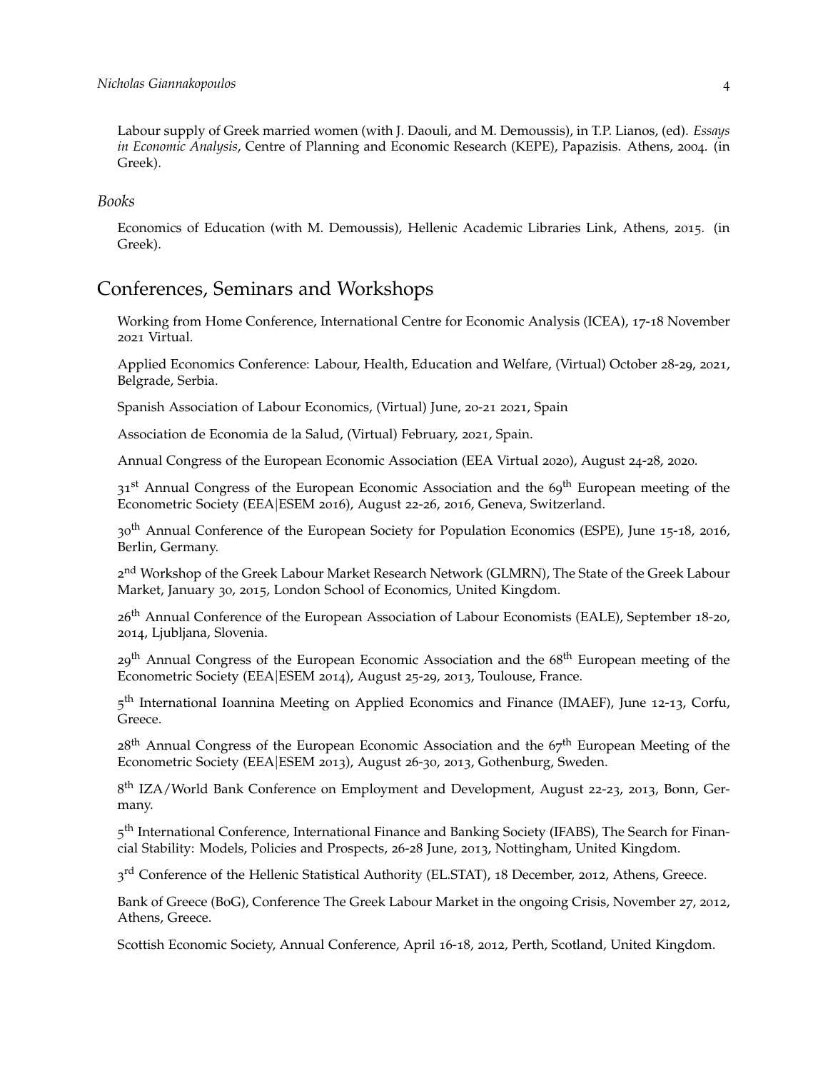Labour supply of Greek married women (with J. Daouli, and M. Demoussis), in T.P. Lianos, (ed). *Essays in Economic Analysis*, Centre of Planning and Economic Research (KEPE), Papazisis. Athens, 2004. (in Greek).

*Books*

Economics of Education (with M. Demoussis), Hellenic Academic Libraries Link, Athens, 2015. (in Greek).

## Conferences, Seminars and Workshops

Working from Home Conference, International Centre for Economic Analysis (ICEA), 17-18 November 2021 Virtual.

Applied Economics Conference: Labour, Health, Education and Welfare, (Virtual) October 28-29, 2021, Belgrade, Serbia.

Spanish Association of Labour Economics, (Virtual) June, 20-21 2021, Spain

Association de Economia de la Salud, (Virtual) February, 2021, Spain.

Annual Congress of the European Economic Association (EEA Virtual 2020), August 24-28, 2020.

31st Annual Congress of the European Economic Association and the 69th European meeting of the Econometric Society (EEA|ESEM 2016), August 22-26, 2016, Geneva, Switzerland.

30th Annual Conference of the European Society for Population Economics (ESPE), June 15-18, 2016, Berlin, Germany.

2nd Workshop of the Greek Labour Market Research Network (GLMRN), The State of the Greek Labour Market, January 30, 2015, London School of Economics, United Kingdom.

26th Annual Conference of the European Association of Labour Economists (EALE), September 18-20, 2014, Ljubljana, Slovenia.

29th Annual Congress of the European Economic Association and the 68th European meeting of the Econometric Society (EEA|ESEM 2014), August 25-29, 2013, Toulouse, France.

5th International Ioannina Meeting on Applied Economics and Finance (IMAEF), June 12-13, Corfu, Greece.

28th Annual Congress of the European Economic Association and the 67th European Meeting of the Econometric Society (EEA|ESEM 2013), August 26-30, 2013, Gothenburg, Sweden.

8th IZA/World Bank Conference on Employment and Development, August 22-23, 2013, Bonn, Germany.

5th International Conference, International Finance and Banking Society (IFABS), The Search for Financial Stability: Models, Policies and Prospects, 26-28 June, 2013, Nottingham, United Kingdom.

3rd Conference of the Hellenic Statistical Authority (EL.STAT), 18 December, 2012, Athens, Greece.

Bank of Greece (BoG), Conference The Greek Labour Market in the ongoing Crisis, November 27, 2012, Athens, Greece.

Scottish Economic Society, Annual Conference, April 16-18, 2012, Perth, Scotland, United Kingdom.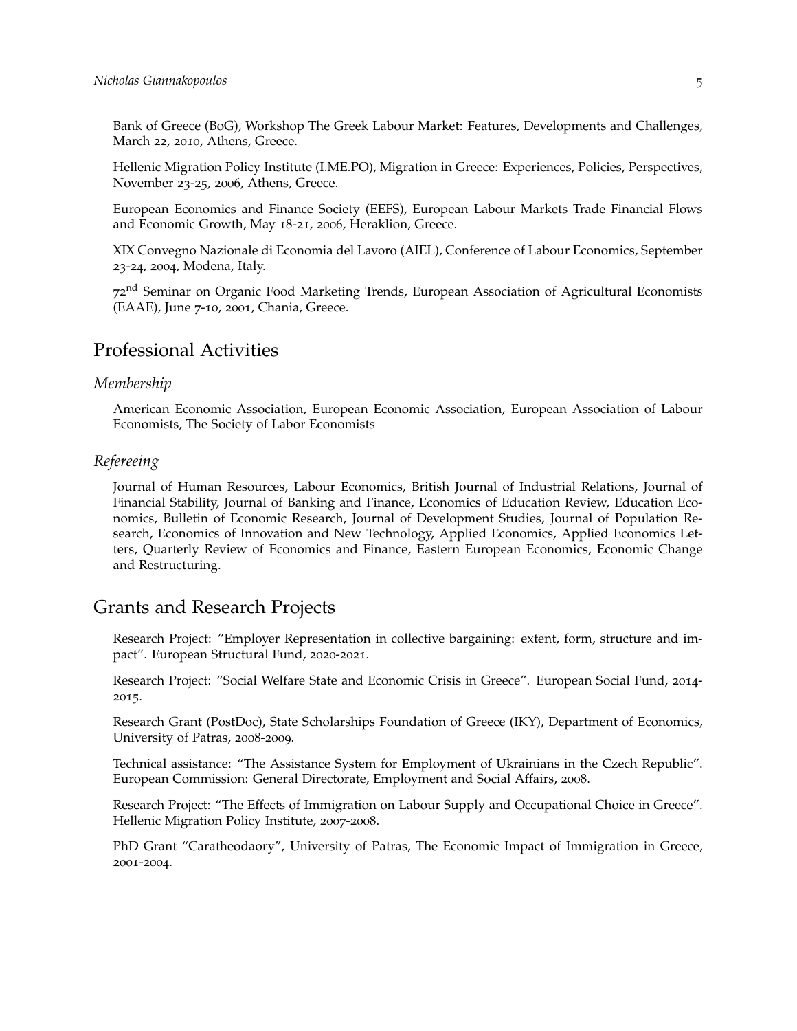Bank of Greece (BoG), Workshop The Greek Labour Market: Features, Developments and Challenges, March 22, 2010, Athens, Greece.

Hellenic Migration Policy Institute (I.ME.PO), Migration in Greece: Experiences, Policies, Perspectives, November 23-25, 2006, Athens, Greece.

European Economics and Finance Society (EEFS), European Labour Markets Trade Financial Flows and Economic Growth, May 18-21, 2006, Heraklion, Greece.

XIX Convegno Nazionale di Economia del Lavoro (AIEL), Conference of Labour Economics, September 23-24, 2004, Modena, Italy.

72nd Seminar on Organic Food Marketing Trends, European Association of Agricultural Economists (EAAE), June 7-10, 2001, Chania, Greece.

# Professional Activities

### *Membership*

American Economic Association, European Economic Association, European Association of Labour Economists, The Society of Labor Economists

### *Refereeing*

Journal of Human Resources, Labour Economics, British Journal of Industrial Relations, Journal of Financial Stability, Journal of Banking and Finance, Economics of Education Review, Education Economics, Bulletin of Economic Research, Journal of Development Studies, Journal of Population Research, Economics of Innovation and New Technology, Applied Economics, Applied Economics Letters, Quarterly Review of Economics and Finance, Eastern European Economics, Economic Change and Restructuring.

# Grants and Research Projects

Research Project: "Employer Representation in collective bargaining: extent, form, structure and impact". European Structural Fund, 2020-2021.

Research Project: "Social Welfare State and Economic Crisis in Greece". European Social Fund, 2014-2015.

Research Grant (PostDoc), State Scholarships Foundation of Greece (IKY), Department of Economics, University of Patras, 2008-2009.

Technical assistance: "The Assistance System for Employment of Ukrainians in the Czech Republic". European Commission: General Directorate, Employment and Social Affairs, 2008.

Research Project: "The Effects of Immigration on Labour Supply and Occupational Choice in Greece". Hellenic Migration Policy Institute, 2007-2008.

PhD Grant "Caratheodaory", University of Patras, The Economic Impact of Immigration in Greece, 2001-2004.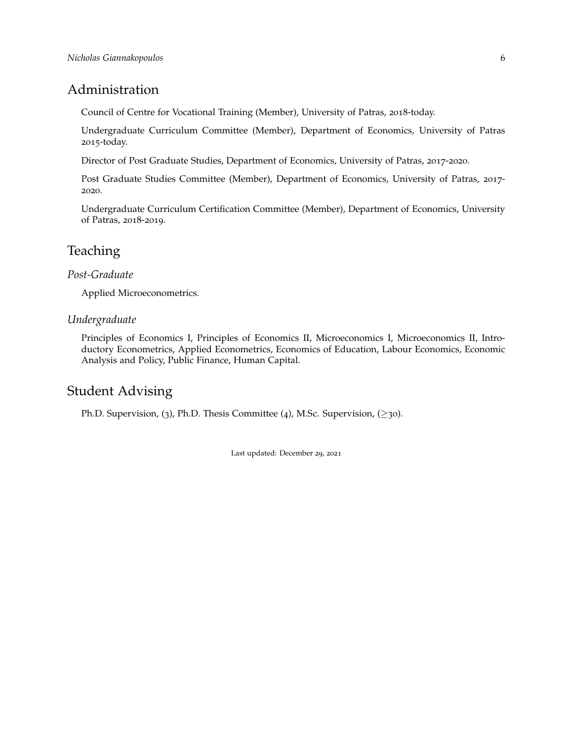## Administration

Council of Centre for Vocational Training (Member), University of Patras, 2018-today.

Undergraduate Curriculum Committee (Member), Department of Economics, University of Patras 2015-today.

Director of Post Graduate Studies, Department of Economics, University of Patras, 2017-2020.

Post Graduate Studies Committee (Member), Department of Economics, University of Patras, 2017-2020.

Undergraduate Curriculum Certification Committee (Member), Department of Economics, University of Patras, 2018-2019.

## Teaching

### *Post-Graduate*

Applied Microeconometrics.

### *Undergraduate*

Principles of Economics I, Principles of Economics II, Microeconomics I, Microeconomics II, Introductory Econometrics, Applied Econometrics, Economics of Education, Labour Economics, Economic Analysis and Policy, Public Finance, Human Capital.

## Student Advising

Ph.D. Supervision, (3), Ph.D. Thesis Committee (4), M.Sc. Supervision, ($\geq$30).

Last updated: December 29, 2021